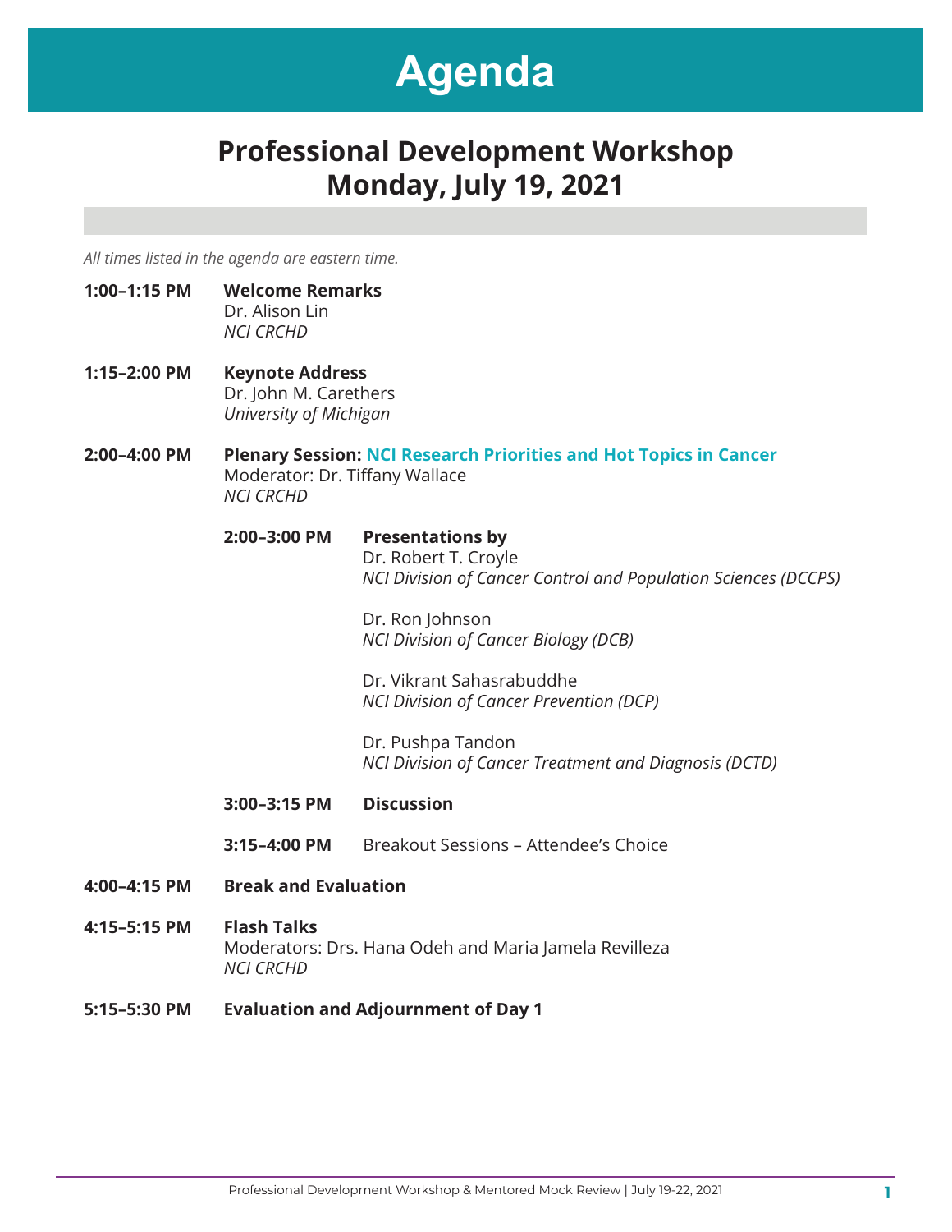# Agenda

## Professional Development Workshop
## Monday, July 19, 2021

*All times listed in the agenda are eastern time.*

**1:00–1:15 PM** **Welcome Remarks**
Dr. Alison Lin
*NCI CRCHD*

**1:15–2:00 PM** **Keynote Address**
Dr. John M. Carethers
*University of Michigan*

**2:00–4:00 PM** **Plenary Session: NCI Research Priorities and Hot Topics in Cancer**
Moderator: Dr. Tiffany Wallace
*NCI CRCHD*

- **2:00–3:00 PM** **Presentations by**

  Dr. Robert T. Croyle
  *NCI Division of Cancer Control and Population Sciences (DCCPS)*

  Dr. Ron Johnson
  *NCI Division of Cancer Biology (DCB)*

  Dr. Vikrant Sahasrabuddhe
  *NCI Division of Cancer Prevention (DCP)*

  Dr. Pushpa Tandon
  *NCI Division of Cancer Treatment and Diagnosis (DCTD)*

- **3:00–3:15 PM** **Discussion**

- **3:15–4:00 PM** Breakout Sessions – Attendee's Choice

**4:00–4:15 PM** **Break and Evaluation**

**4:15–5:15 PM** **Flash Talks**
Moderators: Drs. Hana Odeh and Maria Jamela Revilleza
*NCI CRCHD*

**5:15–5:30 PM** **Evaluation and Adjournment of Day 1**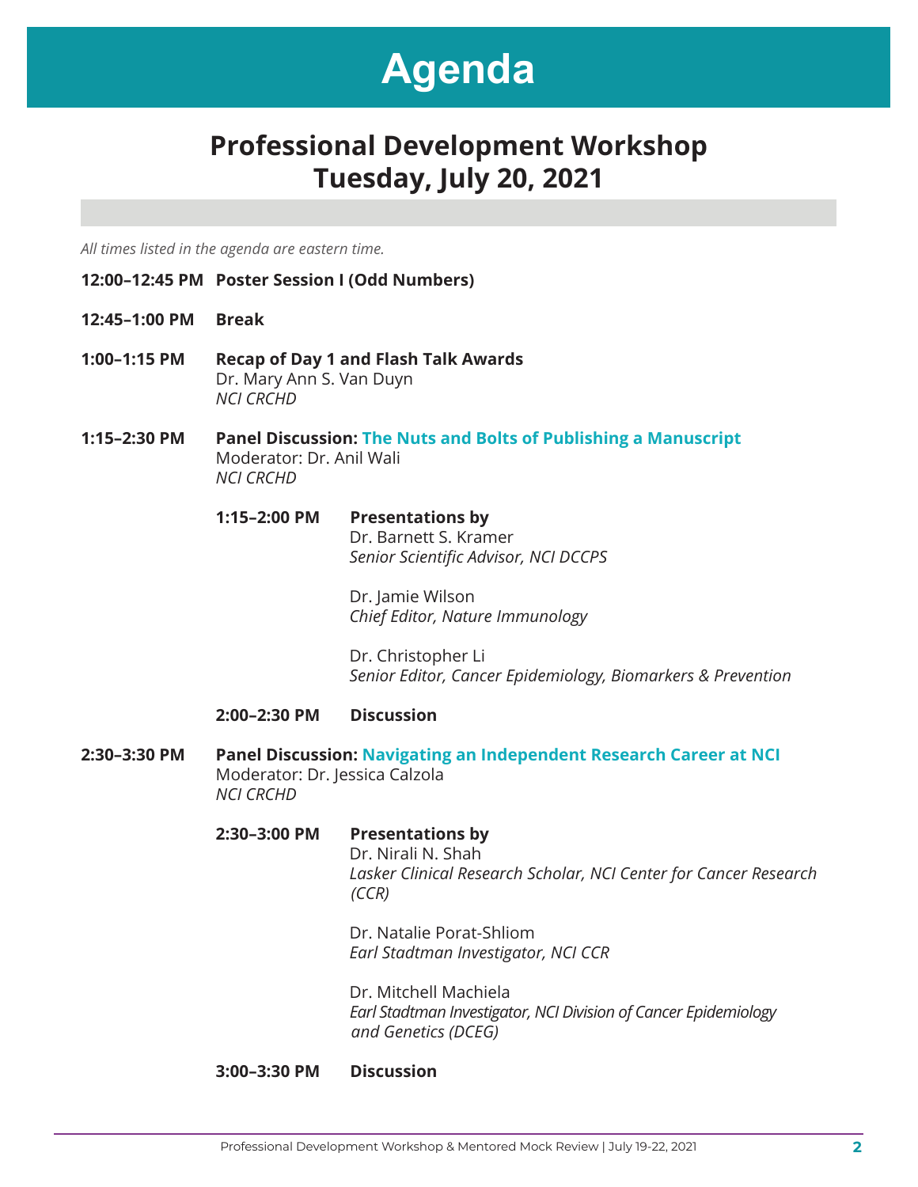# Agenda

## Professional Development Workshop
## Tuesday, July 20, 2021

*All times listed in the agenda are eastern time.*

**12:00–12:45 PM** **Poster Session I (Odd Numbers)**

**12:45–1:00 PM** **Break**

**1:00–1:15 PM** **Recap of Day 1 and Flash Talk Awards**
Dr. Mary Ann S. Van Duyn
*NCI CRCHD*

**1:15–2:30 PM** **Panel Discussion: The Nuts and Bolts of Publishing a Manuscript**
Moderator: Dr. Anil Wali
*NCI CRCHD*

**1:15–2:00 PM** **Presentations by**

Dr. Barnett S. Kramer
*Senior Scientific Advisor, NCI DCCPS*

Dr. Jamie Wilson
*Chief Editor, Nature Immunology*

Dr. Christopher Li
*Senior Editor, Cancer Epidemiology, Biomarkers & Prevention*

**2:00–2:30 PM** **Discussion**

**2:30–3:30 PM** **Panel Discussion: Navigating an Independent Research Career at NCI**
Moderator: Dr. Jessica Calzola
*NCI CRCHD*

**2:30–3:00 PM** **Presentations by**

Dr. Nirali N. Shah
*Lasker Clinical Research Scholar, NCI Center for Cancer Research (CCR)*

Dr. Natalie Porat-Shliom
*Earl Stadtman Investigator, NCI CCR*

Dr. Mitchell Machiela
*Earl Stadtman Investigator, NCI Division of Cancer Epidemiology and Genetics (DCEG)*

**3:00–3:30 PM** **Discussion**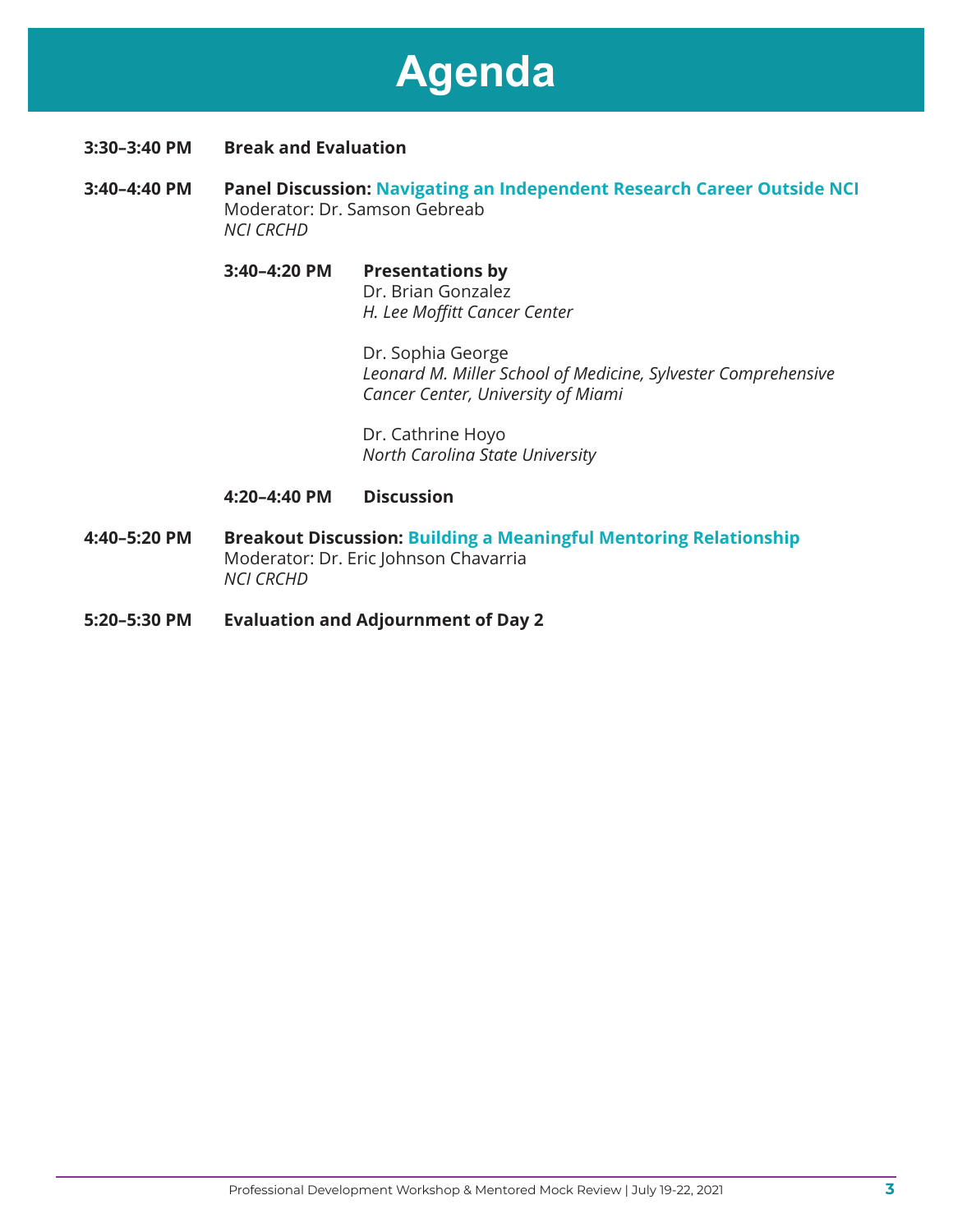# Agenda

**3:30–3:40 PM** **Break and Evaluation**

**3:40–4:40 PM** **Panel Discussion: Navigating an Independent Research Career Outside NCI**
Moderator: Dr. Samson Gebreab
*NCI CRCHD*

**3:40–4:20 PM** **Presentations by**
Dr. Brian Gonzalez
*H. Lee Moffitt Cancer Center*

Dr. Sophia George
*Leonard M. Miller School of Medicine, Sylvester Comprehensive Cancer Center, University of Miami*

Dr. Cathrine Hoyo
*North Carolina State University*

**4:20–4:40 PM** **Discussion**

**4:40–5:20 PM** **Breakout Discussion: Building a Meaningful Mentoring Relationship**
Moderator: Dr. Eric Johnson Chavarria
*NCI CRCHD*

**5:20–5:30 PM** **Evaluation and Adjournment of Day 2**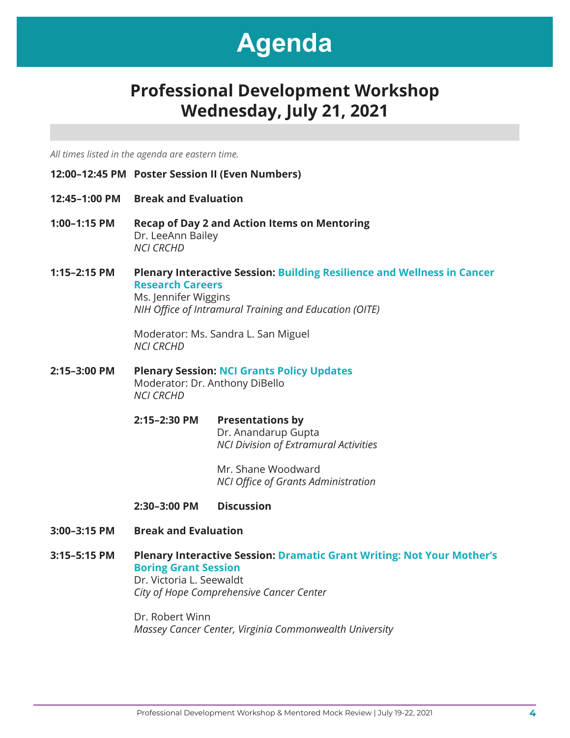# Agenda

## Professional Development Workshop
## Wednesday, July 21, 2021

*All times listed in the agenda are eastern time.*

**12:00–12:45 PM** **Poster Session II (Even Numbers)**

**12:45–1:00 PM** **Break and Evaluation**

**1:00–1:15 PM** **Recap of Day 2 and Action Items on Mentoring**
Dr. LeeAnn Bailey
*NCI CRCHD*

**1:15–2:15 PM** **Plenary Interactive Session: Building Resilience and Wellness in Cancer Research Careers**
Ms. Jennifer Wiggins
*NIH Office of Intramural Training and Education (OITE)*

Moderator: Ms. Sandra L. San Miguel
*NCI CRCHD*

**2:15–3:00 PM** **Plenary Session: NCI Grants Policy Updates**
Moderator: Dr. Anthony DiBello
*NCI CRCHD*

- **2:15–2:30 PM** **Presentations by**
  Dr. Anandarup Gupta
  *NCI Division of Extramural Activities*

  Mr. Shane Woodward
  *NCI Office of Grants Administration*

- **2:30–3:00 PM** **Discussion**

**3:00–3:15 PM** **Break and Evaluation**

**3:15–5:15 PM** **Plenary Interactive Session: Dramatic Grant Writing: Not Your Mother's Boring Grant Session**
Dr. Victoria L. Seewaldt
*City of Hope Comprehensive Cancer Center*

Dr. Robert Winn
*Massey Cancer Center, Virginia Commonwealth University*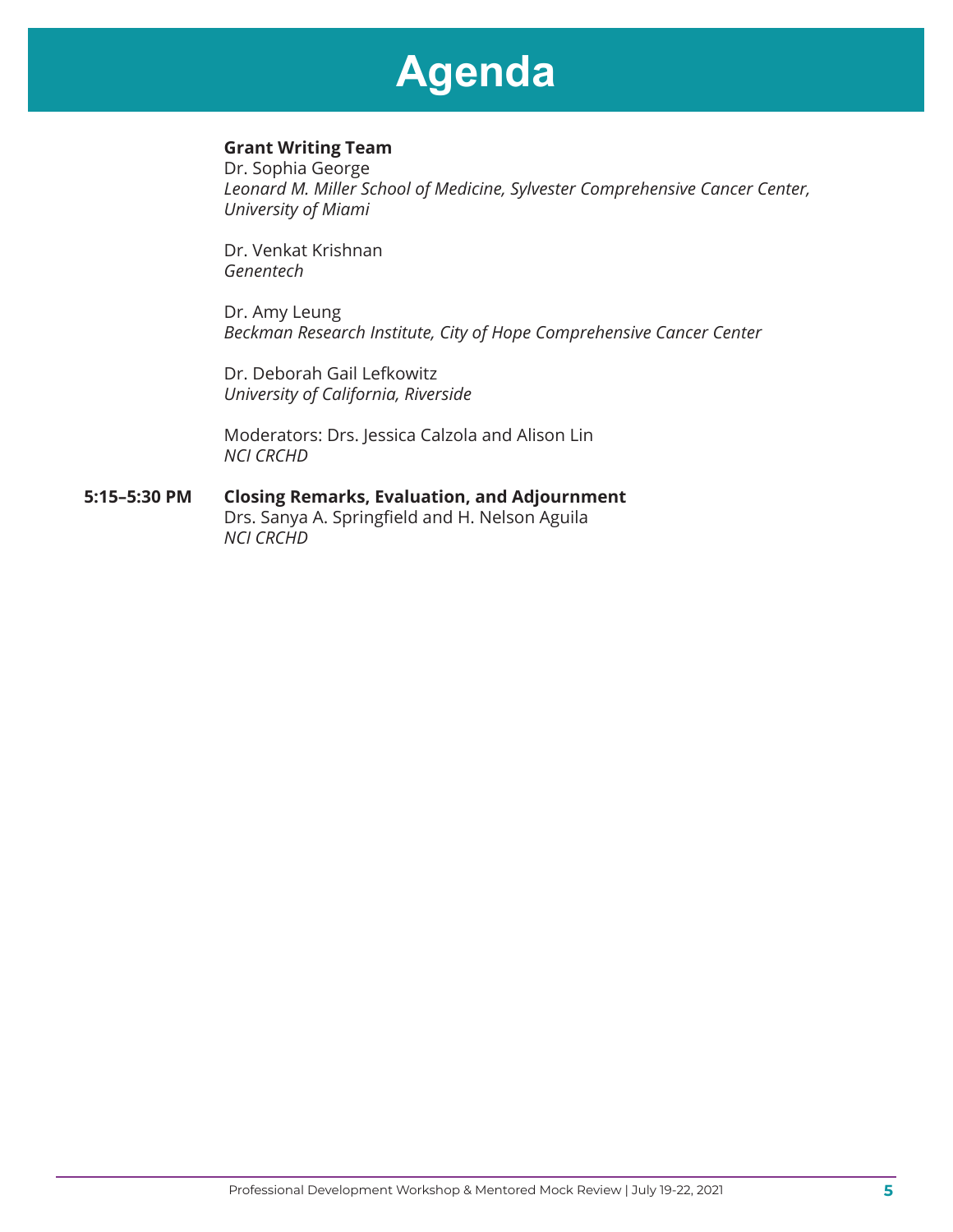# Agenda

**Grant Writing Team**
Dr. Sophia George
*Leonard M. Miller School of Medicine, Sylvester Comprehensive Cancer Center, University of Miami*

Dr. Venkat Krishnan
*Genentech*

Dr. Amy Leung
*Beckman Research Institute, City of Hope Comprehensive Cancer Center*

Dr. Deborah Gail Lefkowitz
*University of California, Riverside*

Moderators: Drs. Jessica Calzola and Alison Lin
*NCI CRCHD*

**5:15–5:30 PM** **Closing Remarks, Evaluation, and Adjournment**
Drs. Sanya A. Springfield and H. Nelson Aguila
*NCI CRCHD*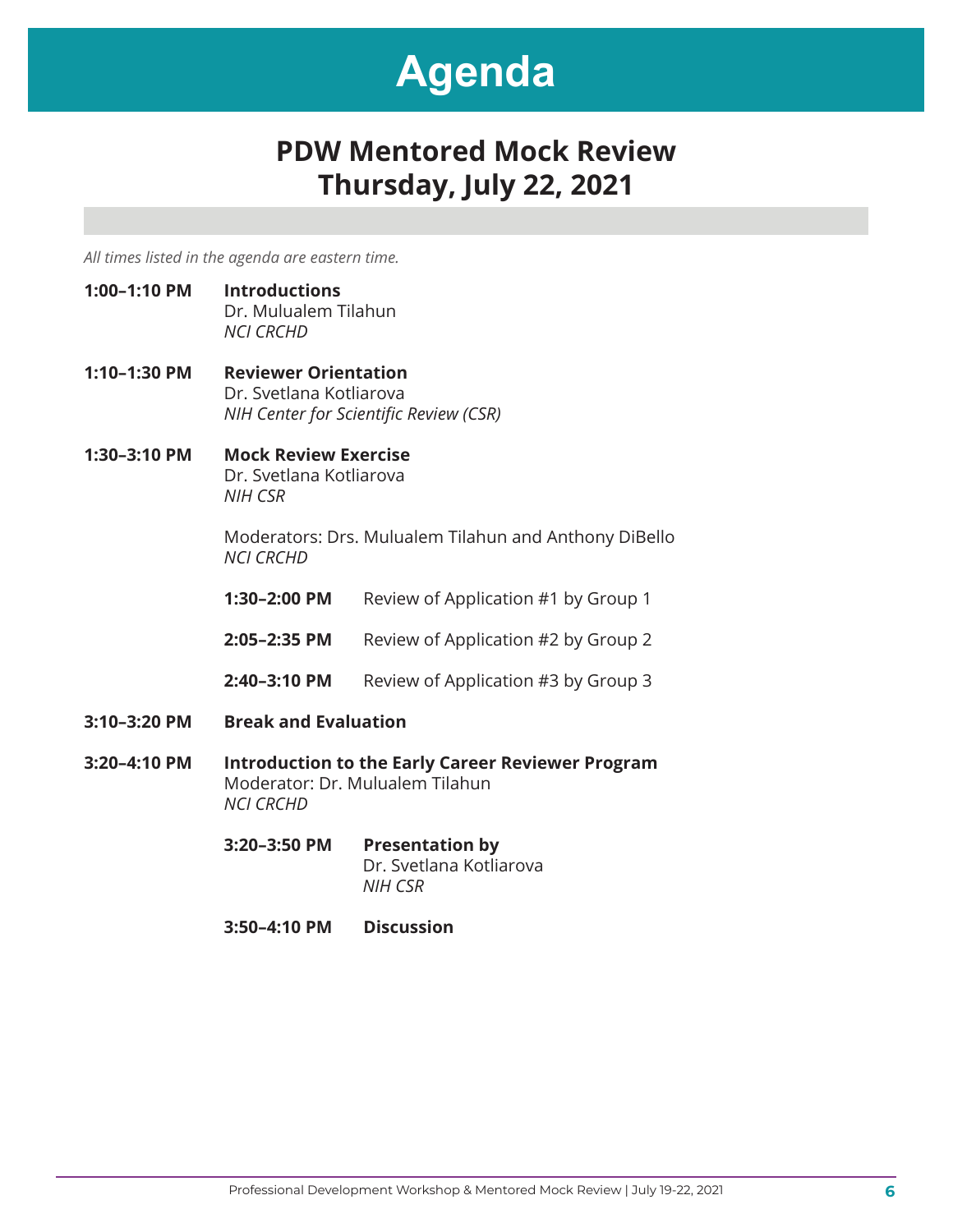# Agenda

## PDW Mentored Mock Review
## Thursday, July 22, 2021

*All times listed in the agenda are eastern time.*

**1:00–1:10 PM** **Introductions**
Dr. Mulualem Tilahun
*NCI CRCHD*

**1:10–1:30 PM** **Reviewer Orientation**
Dr. Svetlana Kotliarova
*NIH Center for Scientific Review (CSR)*

**1:30–3:10 PM** **Mock Review Exercise**
Dr. Svetlana Kotliarova
*NIH CSR*

Moderators: Drs. Mulualem Tilahun and Anthony DiBello
*NCI CRCHD*

- **1:30–2:00 PM** Review of Application #1 by Group 1
- **2:05–2:35 PM** Review of Application #2 by Group 2
- **2:40–3:10 PM** Review of Application #3 by Group 3

**3:10–3:20 PM** **Break and Evaluation**

**3:20–4:10 PM** **Introduction to the Early Career Reviewer Program**
Moderator: Dr. Mulualem Tilahun
*NCI CRCHD*

- **3:20–3:50 PM** **Presentation by**
  Dr. Svetlana Kotliarova
  *NIH CSR*
- **3:50–4:10 PM** **Discussion**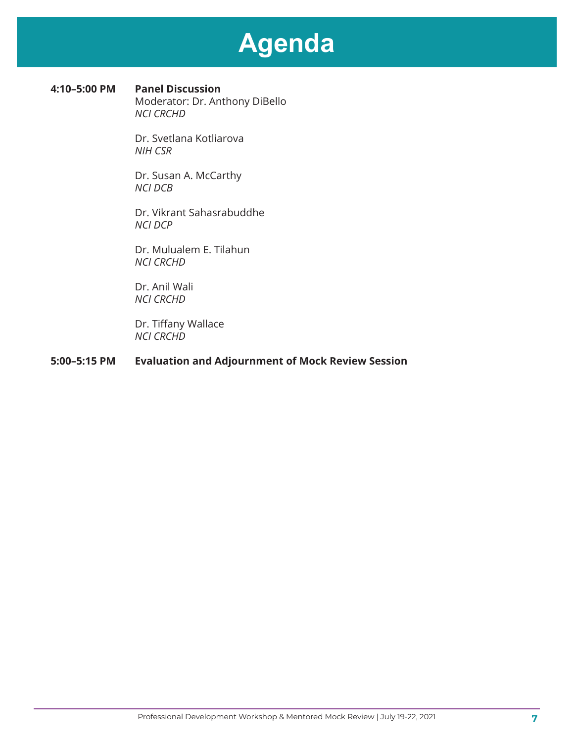# Agenda

**4:10–5:00 PM** **Panel Discussion**

Moderator: Dr. Anthony DiBello
*NCI CRCHD*

Dr. Svetlana Kotliarova
*NIH CSR*

Dr. Susan A. McCarthy
*NCI DCB*

Dr. Vikrant Sahasrabuddhe
*NCI DCP*

Dr. Mulualem E. Tilahun
*NCI CRCHD*

Dr. Anil Wali
*NCI CRCHD*

Dr. Tiffany Wallace
*NCI CRCHD*

**5:00–5:15 PM** **Evaluation and Adjournment of Mock Review Session**